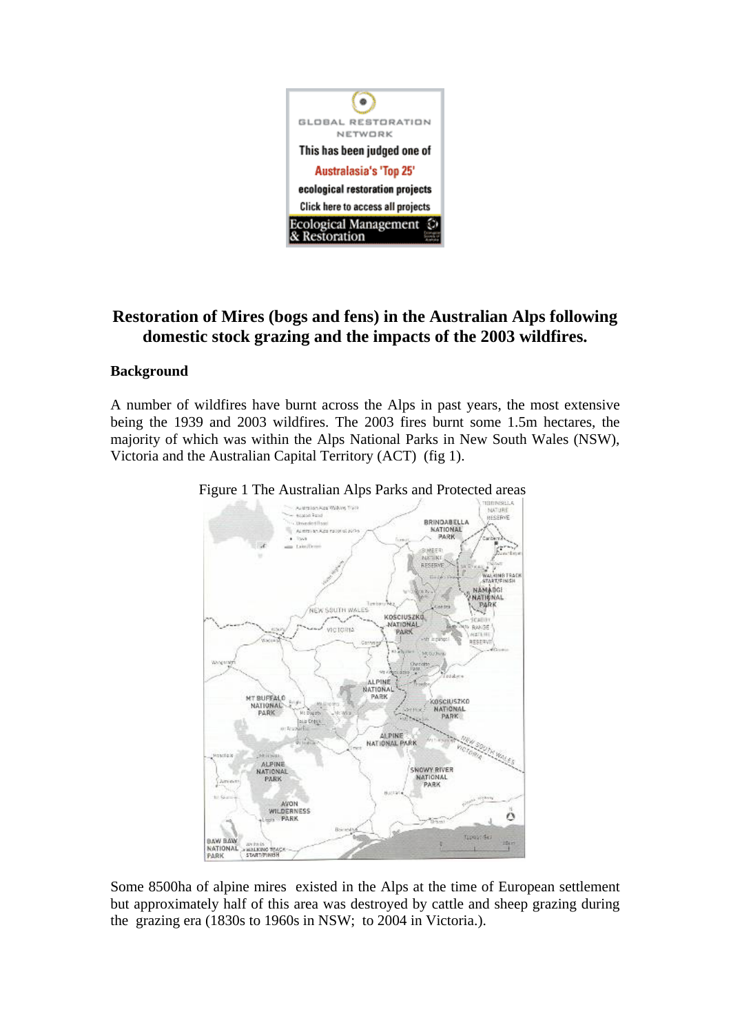GLOBAL RESTORATION NETWORK

This has been judged one of Australasia's 'Top 25' ecological restoration projects

Click here to access all projects

Ecological Management & Restoration

# Restoration of Mires (bogs and fens) in the Australian Alps following domestic stock grazing and the impacts of the 2003 wildfires.

## Background

A number of wildfires have burnt across the Alps in past years, the most extensive being the 1939 and 2003 wildfires. The 2003 fires burnt some 1.5m hectares, the majority of which was within the Alps National Parks in New South Wales (NSW), Victoria and the Australian Capital Territory (ACT) (fig 1).

Figure 1 The Australian Alps Parks and Protected areas

Some 8500ha of alpine mires existed in the Alps at the time of European settlement but approximately half of this area was destroyed by cattle and sheep grazing during the grazing era (1830s to 1960s in NSW; to 2004 in Victoria.).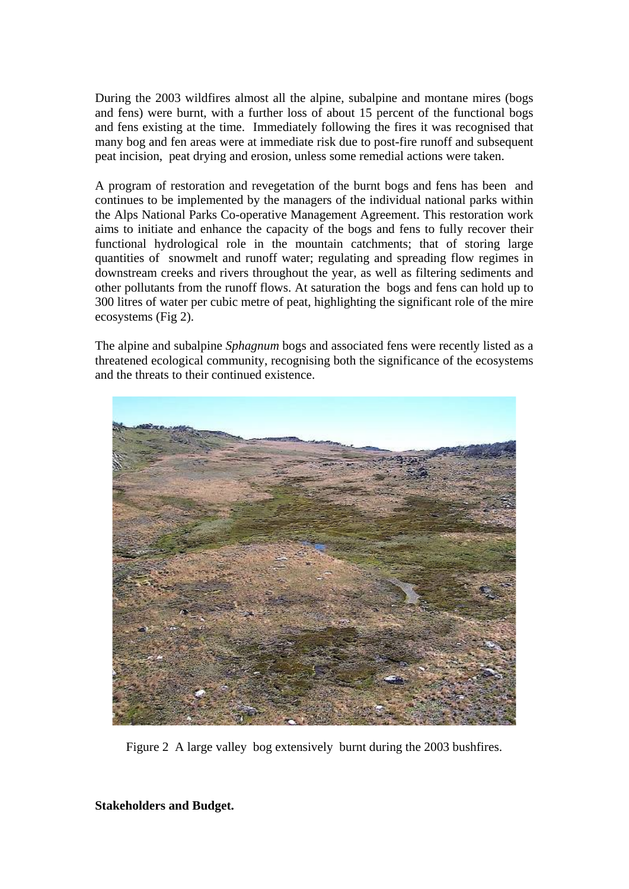During the 2003 wildfires almost all the alpine, subalpine and montane mires (bogs and fens) were burnt, with a further loss of about 15 percent of the functional bogs and fens existing at the time. Immediately following the fires it was recognised that many bog and fen areas were at immediate risk due to post-fire runoff and subsequent peat incision, peat drying and erosion, unless some remedial actions were taken.

A program of restoration and revegetation of the burnt bogs and fens has been and continues to be implemented by the managers of the individual national parks within the Alps National Parks Co-operative Management Agreement. This restoration work aims to initiate and enhance the capacity of the bogs and fens to fully recover their functional hydrological role in the mountain catchments; that of storing large quantities of snowmelt and runoff water; regulating and spreading flow regimes in downstream creeks and rivers throughout the year, as well as filtering sediments and other pollutants from the runoff flows. At saturation the bogs and fens can hold up to 300 litres of water per cubic metre of peat, highlighting the significant role of the mire ecosystems (Fig 2).

The alpine and subalpine *Sphagnum* bogs and associated fens were recently listed as a threatened ecological community, recognising both the significance of the ecosystems and the threats to their continued existence.

Figure 2 A large valley bog extensively burnt during the 2003 bushfires.

**Stakeholders and Budget.**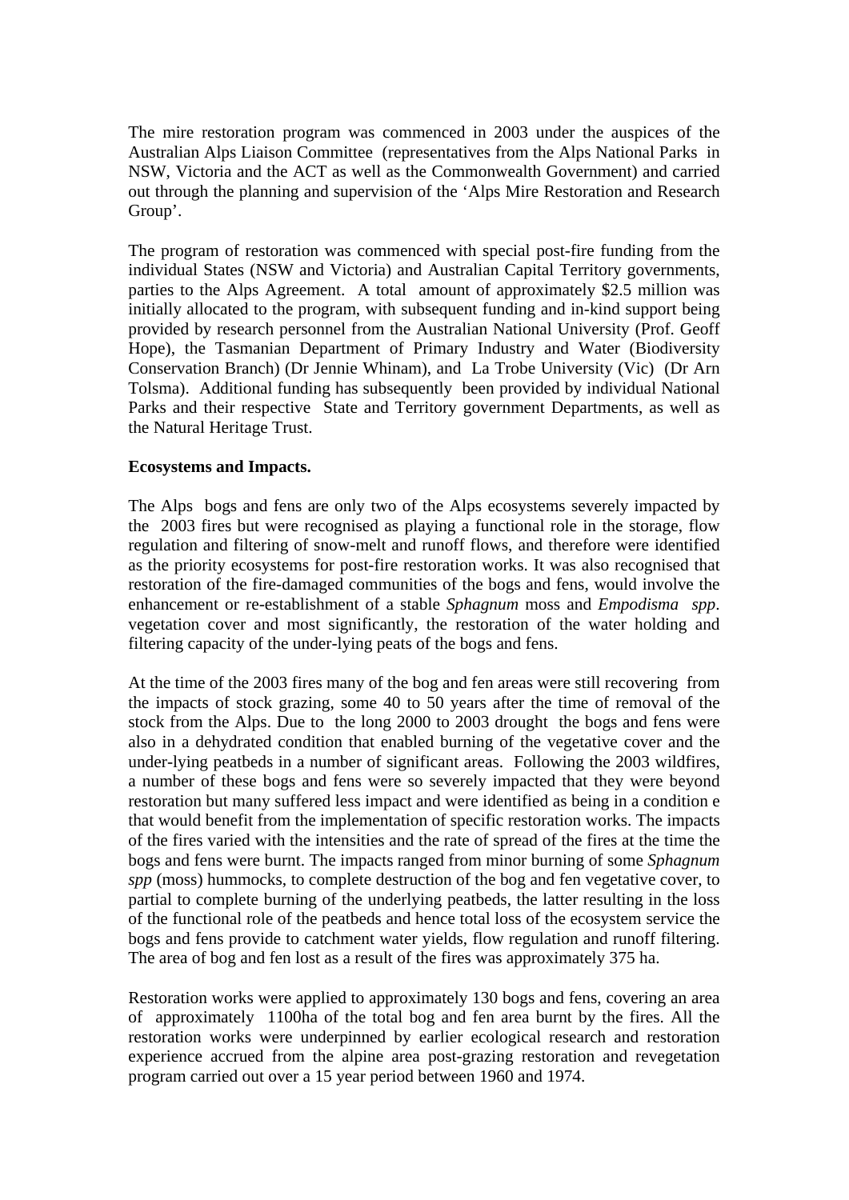The mire restoration program was commenced in 2003 under the auspices of the Australian Alps Liaison Committee (representatives from the Alps National Parks in NSW, Victoria and the ACT as well as the Commonwealth Government) and carried out through the planning and supervision of the 'Alps Mire Restoration and Research Group'.

The program of restoration was commenced with special post-fire funding from the individual States (NSW and Victoria) and Australian Capital Territory governments, parties to the Alps Agreement. A total amount of approximately $2.5 million was initially allocated to the program, with subsequent funding and in-kind support being provided by research personnel from the Australian National University (Prof. Geoff Hope), the Tasmanian Department of Primary Industry and Water (Biodiversity Conservation Branch) (Dr Jennie Whinam), and La Trobe University (Vic) (Dr Arn Tolsma). Additional funding has subsequently been provided by individual National Parks and their respective State and Territory government Departments, as well as the Natural Heritage Trust.

**Ecosystems and Impacts.**

The Alps bogs and fens are only two of the Alps ecosystems severely impacted by the 2003 fires but were recognised as playing a functional role in the storage, flow regulation and filtering of snow-melt and runoff flows, and therefore were identified as the priority ecosystems for post-fire restoration works. It was also recognised that restoration of the fire-damaged communities of the bogs and fens, would involve the enhancement or re-establishment of a stable *Sphagnum* moss and *Empodisma spp*. vegetation cover and most significantly, the restoration of the water holding and filtering capacity of the under-lying peats of the bogs and fens.

At the time of the 2003 fires many of the bog and fen areas were still recovering from the impacts of stock grazing, some 40 to 50 years after the time of removal of the stock from the Alps. Due to the long 2000 to 2003 drought the bogs and fens were also in a dehydrated condition that enabled burning of the vegetative cover and the under-lying peatbeds in a number of significant areas. Following the 2003 wildfires, a number of these bogs and fens were so severely impacted that they were beyond restoration but many suffered less impact and were identified as being in a condition e that would benefit from the implementation of specific restoration works. The impacts of the fires varied with the intensities and the rate of spread of the fires at the time the bogs and fens were burnt. The impacts ranged from minor burning of some *Sphagnum spp* (moss) hummocks, to complete destruction of the bog and fen vegetative cover, to partial to complete burning of the underlying peatbeds, the latter resulting in the loss of the functional role of the peatbeds and hence total loss of the ecosystem service the bogs and fens provide to catchment water yields, flow regulation and runoff filtering. The area of bog and fen lost as a result of the fires was approximately 375 ha.

Restoration works were applied to approximately 130 bogs and fens, covering an area of approximately 1100ha of the total bog and fen area burnt by the fires. All the restoration works were underpinned by earlier ecological research and restoration experience accrued from the alpine area post-grazing restoration and revegetation program carried out over a 15 year period between 1960 and 1974.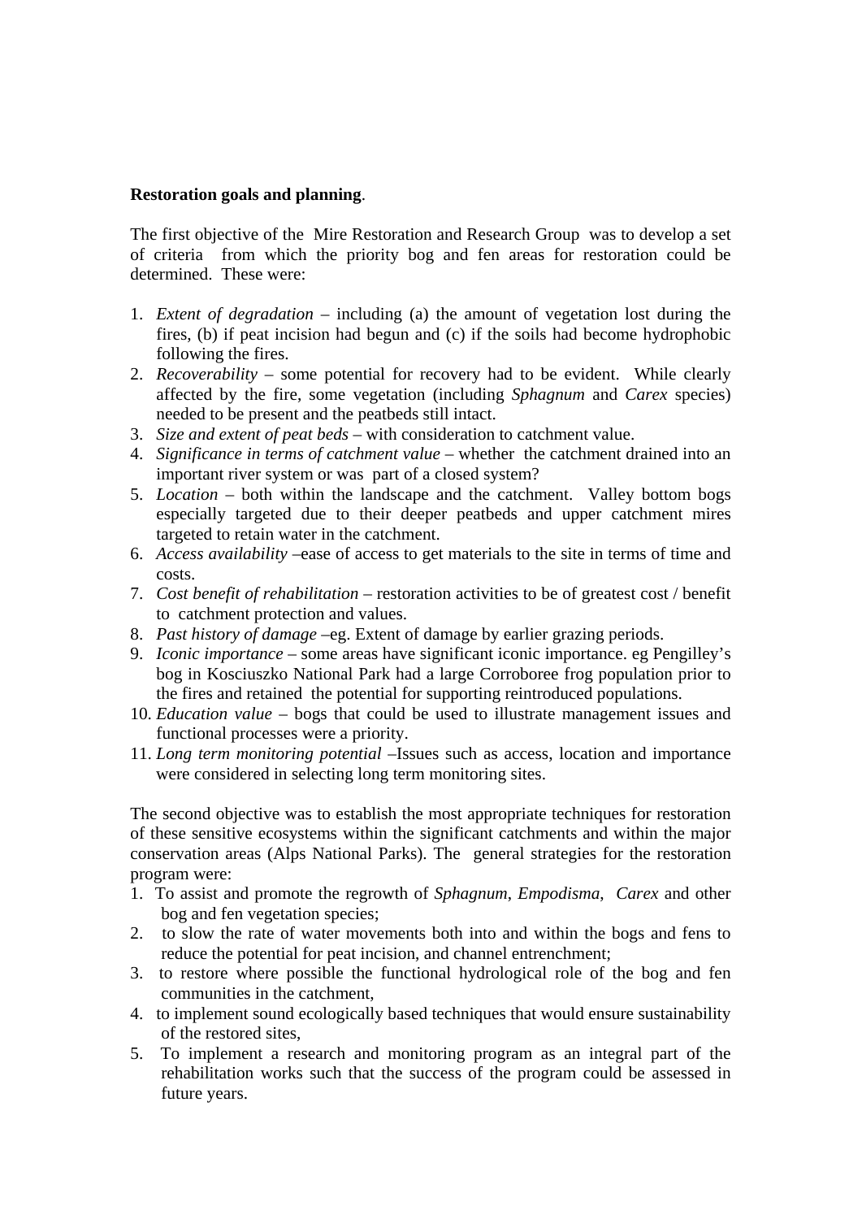**Restoration goals and planning**.

The first objective of the Mire Restoration and Research Group was to develop a set of criteria from which the priority bog and fen areas for restoration could be determined. These were:

1. *Extent of degradation* – including (a) the amount of vegetation lost during the fires, (b) if peat incision had begun and (c) if the soils had become hydrophobic following the fires.
2. *Recoverability* – some potential for recovery had to be evident. While clearly affected by the fire, some vegetation (including *Sphagnum* and *Carex* species) needed to be present and the peatbeds still intact.
3. *Size and extent of peat beds* – with consideration to catchment value.
4. *Significance in terms of catchment value* – whether the catchment drained into an important river system or was part of a closed system?
5. *Location* – both within the landscape and the catchment. Valley bottom bogs especially targeted due to their deeper peatbeds and upper catchment mires targeted to retain water in the catchment.
6. *Access availability* –ease of access to get materials to the site in terms of time and costs.
7. *Cost benefit of rehabilitation* – restoration activities to be of greatest cost / benefit to catchment protection and values.
8. *Past history of damage* –eg. Extent of damage by earlier grazing periods.
9. *Iconic importance* – some areas have significant iconic importance. eg Pengilley's bog in Kosciuszko National Park had a large Corroboree frog population prior to the fires and retained the potential for supporting reintroduced populations.
10. *Education value* – bogs that could be used to illustrate management issues and functional processes were a priority.
11. *Long term monitoring potential* –Issues such as access, location and importance were considered in selecting long term monitoring sites.

The second objective was to establish the most appropriate techniques for restoration of these sensitive ecosystems within the significant catchments and within the major conservation areas (Alps National Parks). The general strategies for the restoration program were:

1. To assist and promote the regrowth of *Sphagnum*, *Empodisma*, *Carex* and other bog and fen vegetation species;
2. to slow the rate of water movements both into and within the bogs and fens to reduce the potential for peat incision, and channel entrenchment;
3. to restore where possible the functional hydrological role of the bog and fen communities in the catchment,
4. to implement sound ecologically based techniques that would ensure sustainability of the restored sites,
5. To implement a research and monitoring program as an integral part of the rehabilitation works such that the success of the program could be assessed in future years.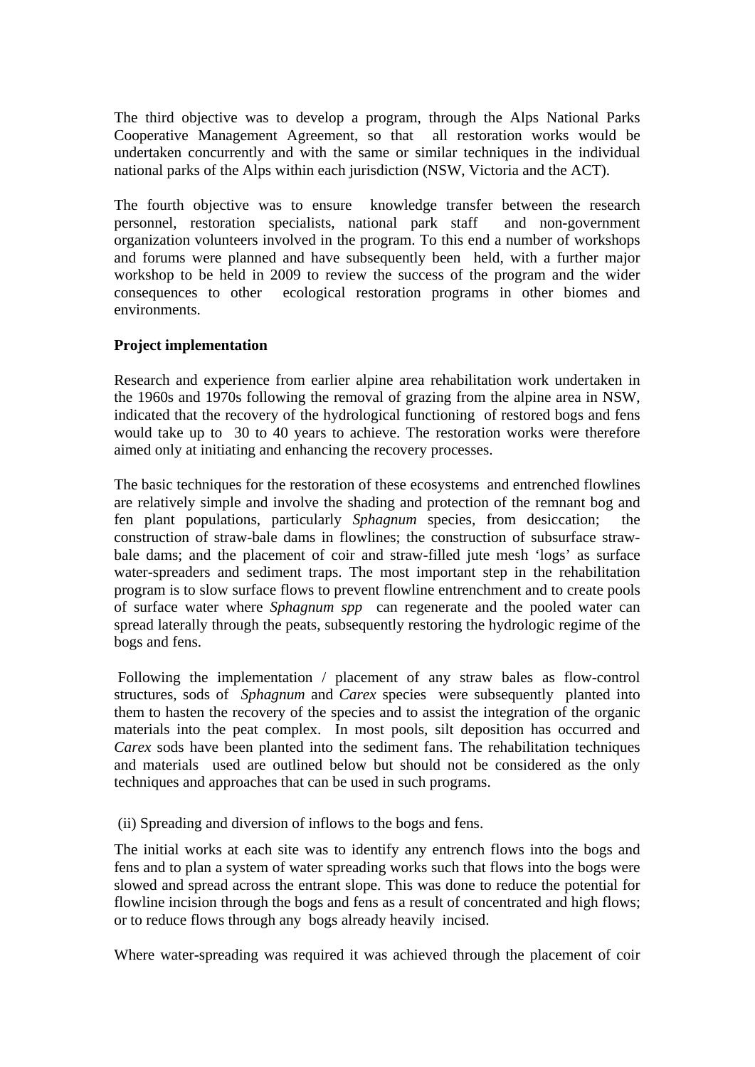The third objective was to develop a program, through the Alps National Parks Cooperative Management Agreement, so that all restoration works would be undertaken concurrently and with the same or similar techniques in the individual national parks of the Alps within each jurisdiction (NSW, Victoria and the ACT).

The fourth objective was to ensure knowledge transfer between the research personnel, restoration specialists, national park staff and non-government organization volunteers involved in the program. To this end a number of workshops and forums were planned and have subsequently been held, with a further major workshop to be held in 2009 to review the success of the program and the wider consequences to other ecological restoration programs in other biomes and environments.

**Project implementation**

Research and experience from earlier alpine area rehabilitation work undertaken in the 1960s and 1970s following the removal of grazing from the alpine area in NSW, indicated that the recovery of the hydrological functioning of restored bogs and fens would take up to 30 to 40 years to achieve. The restoration works were therefore aimed only at initiating and enhancing the recovery processes.

The basic techniques for the restoration of these ecosystems and entrenched flowlines are relatively simple and involve the shading and protection of the remnant bog and fen plant populations, particularly *Sphagnum* species, from desiccation; the construction of straw-bale dams in flowlines; the construction of subsurface straw-bale dams; and the placement of coir and straw-filled jute mesh 'logs' as surface water-spreaders and sediment traps. The most important step in the rehabilitation program is to slow surface flows to prevent flowline entrenchment and to create pools of surface water where *Sphagnum spp* can regenerate and the pooled water can spread laterally through the peats, subsequently restoring the hydrologic regime of the bogs and fens.

Following the implementation / placement of any straw bales as flow-control structures, sods of *Sphagnum* and *Carex* species were subsequently planted into them to hasten the recovery of the species and to assist the integration of the organic materials into the peat complex. In most pools, silt deposition has occurred and *Carex* sods have been planted into the sediment fans. The rehabilitation techniques and materials used are outlined below but should not be considered as the only techniques and approaches that can be used in such programs.

(ii) Spreading and diversion of inflows to the bogs and fens.

The initial works at each site was to identify any entrench flows into the bogs and fens and to plan a system of water spreading works such that flows into the bogs were slowed and spread across the entrant slope. This was done to reduce the potential for flowline incision through the bogs and fens as a result of concentrated and high flows; or to reduce flows through any bogs already heavily incised.

Where water-spreading was required it was achieved through the placement of coir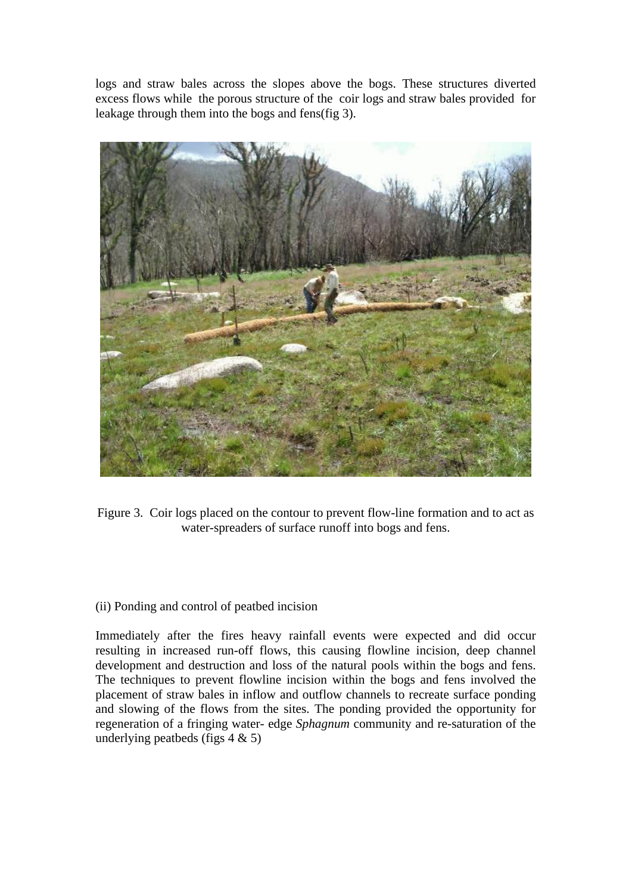logs and straw bales across the slopes above the bogs. These structures diverted excess flows while the porous structure of the coir logs and straw bales provided for leakage through them into the bogs and fens(fig 3).

Figure 3. Coir logs placed on the contour to prevent flow-line formation and to act as water-spreaders of surface runoff into bogs and fens.

(ii) Ponding and control of peatbed incision

Immediately after the fires heavy rainfall events were expected and did occur resulting in increased run-off flows, this causing flowline incision, deep channel development and destruction and loss of the natural pools within the bogs and fens. The techniques to prevent flowline incision within the bogs and fens involved the placement of straw bales in inflow and outflow channels to recreate surface ponding and slowing of the flows from the sites. The ponding provided the opportunity for regeneration of a fringing water- edge *Sphagnum* community and re-saturation of the underlying peatbeds (figs 4 & 5)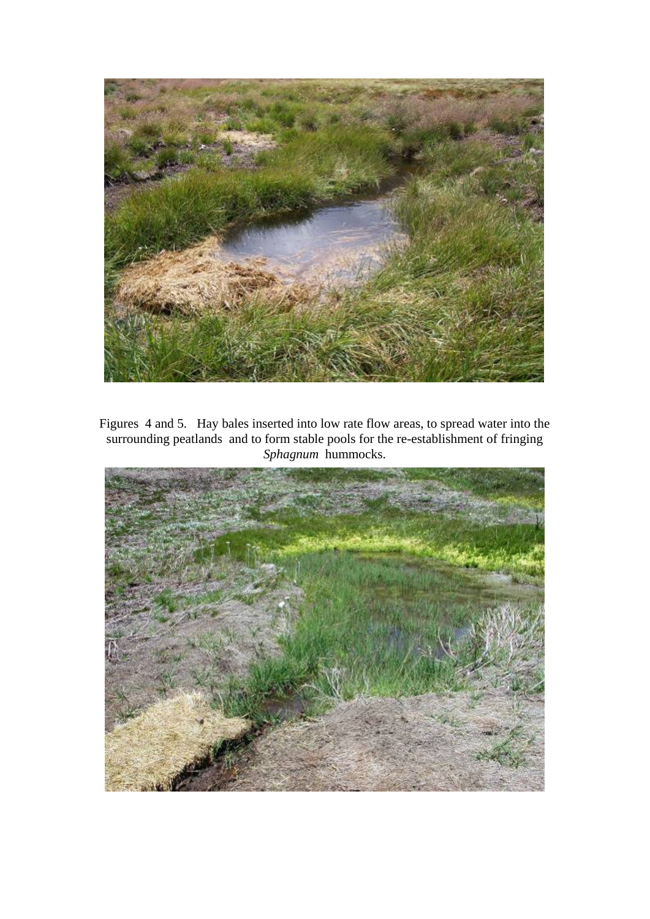Figures 4 and 5. Hay bales inserted into low rate flow areas, to spread water into the surrounding peatlands and to form stable pools for the re-establishment of fringing *Sphagnum* hummocks.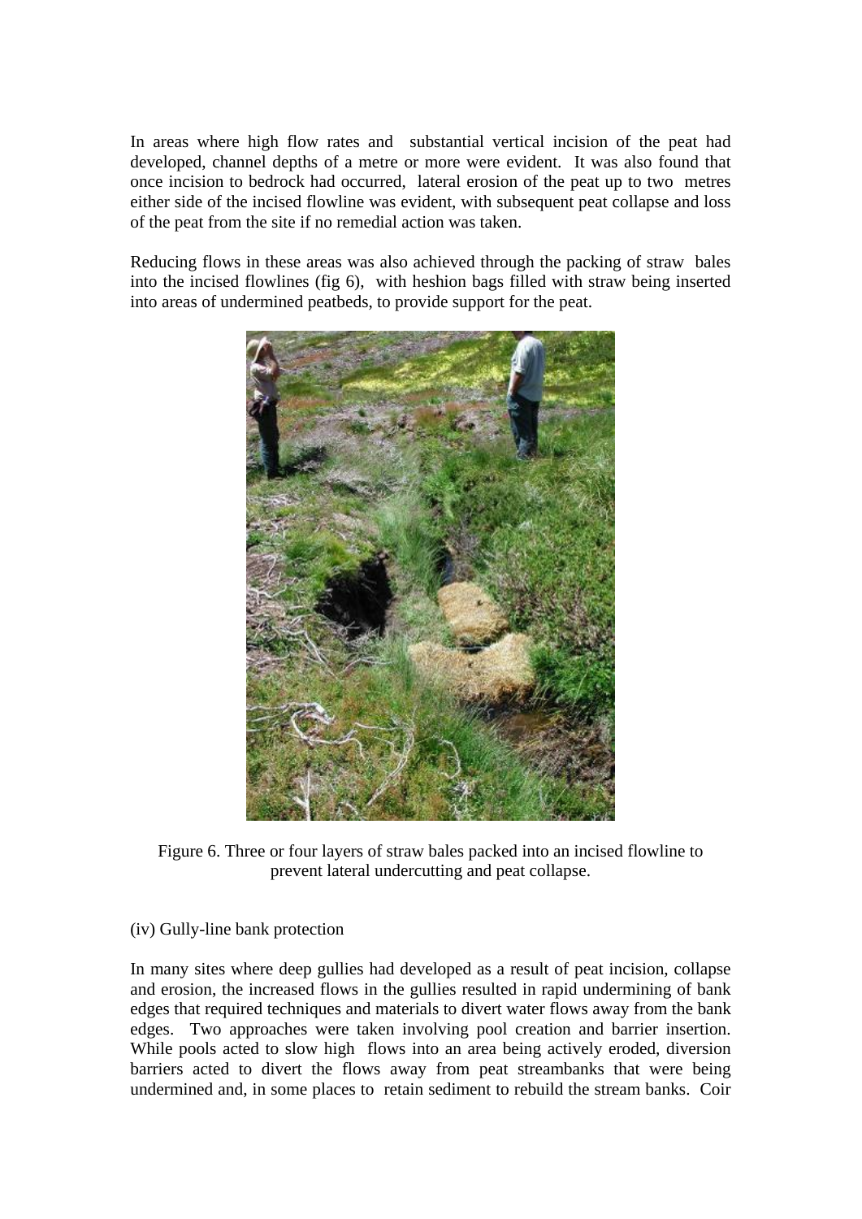In areas where high flow rates and substantial vertical incision of the peat had developed, channel depths of a metre or more were evident. It was also found that once incision to bedrock had occurred, lateral erosion of the peat up to two metres either side of the incised flowline was evident, with subsequent peat collapse and loss of the peat from the site if no remedial action was taken.

Reducing flows in these areas was also achieved through the packing of straw bales into the incised flowlines (fig 6), with heshion bags filled with straw being inserted into areas of undermined peatbeds, to provide support for the peat.

Figure 6. Three or four layers of straw bales packed into an incised flowline to prevent lateral undercutting and peat collapse.

(iv) Gully-line bank protection

In many sites where deep gullies had developed as a result of peat incision, collapse and erosion, the increased flows in the gullies resulted in rapid undermining of bank edges that required techniques and materials to divert water flows away from the bank edges. Two approaches were taken involving pool creation and barrier insertion. While pools acted to slow high flows into an area being actively eroded, diversion barriers acted to divert the flows away from peat streambanks that were being undermined and, in some places to retain sediment to rebuild the stream banks. Coir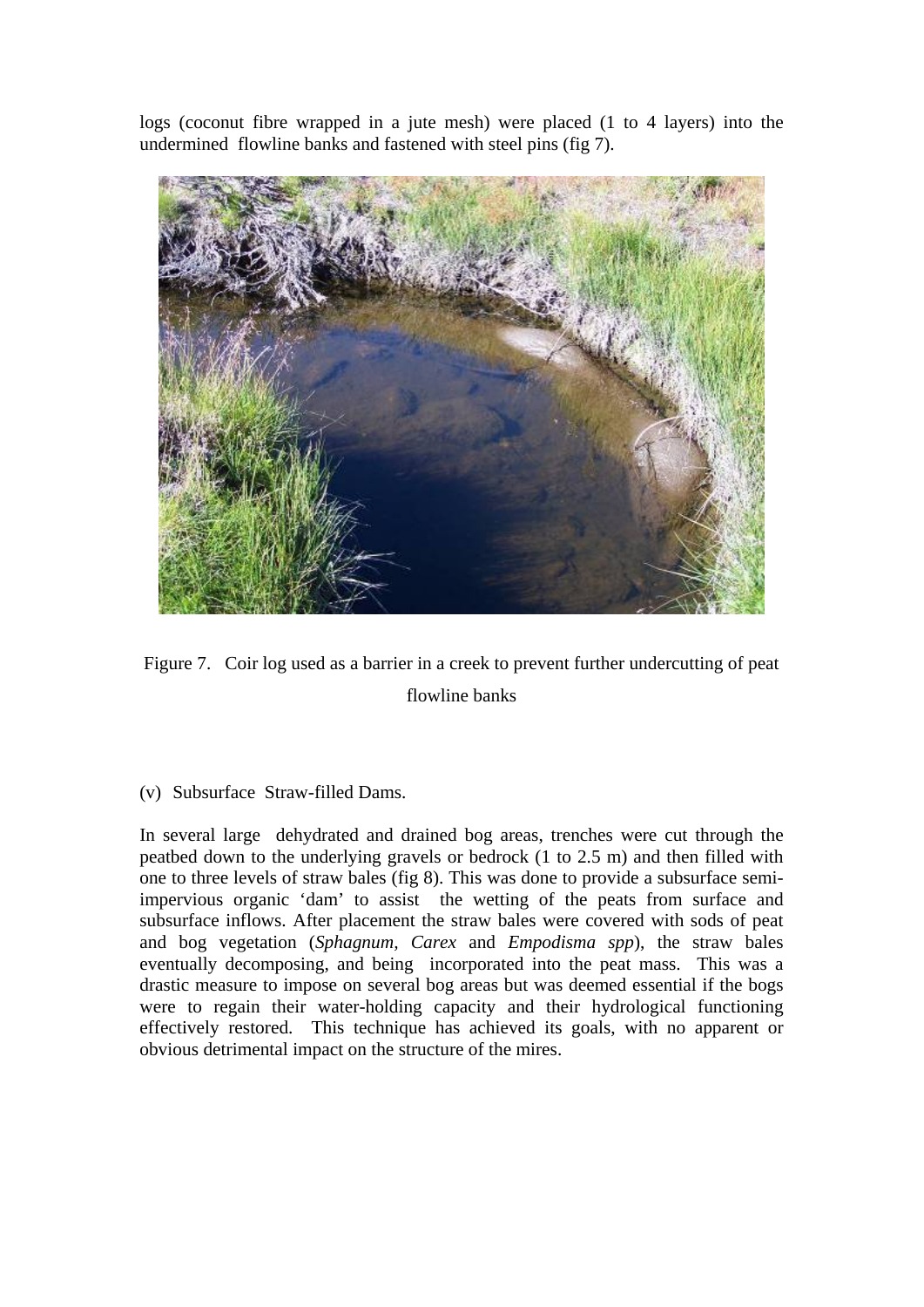logs (coconut fibre wrapped in a jute mesh) were placed (1 to 4 layers) into the undermined flowline banks and fastened with steel pins (fig 7).

Figure 7. Coir log used as a barrier in a creek to prevent further undercutting of peat flowline banks

(v) Subsurface Straw-filled Dams.

In several large dehydrated and drained bog areas, trenches were cut through the peatbed down to the underlying gravels or bedrock (1 to 2.5 m) and then filled with one to three levels of straw bales (fig 8). This was done to provide a subsurface semi-impervious organic 'dam' to assist the wetting of the peats from surface and subsurface inflows. After placement the straw bales were covered with sods of peat and bog vegetation (*Sphagnum, Carex* and *Empodisma spp*), the straw bales eventually decomposing, and being incorporated into the peat mass. This was a drastic measure to impose on several bog areas but was deemed essential if the bogs were to regain their water-holding capacity and their hydrological functioning effectively restored. This technique has achieved its goals, with no apparent or obvious detrimental impact on the structure of the mires.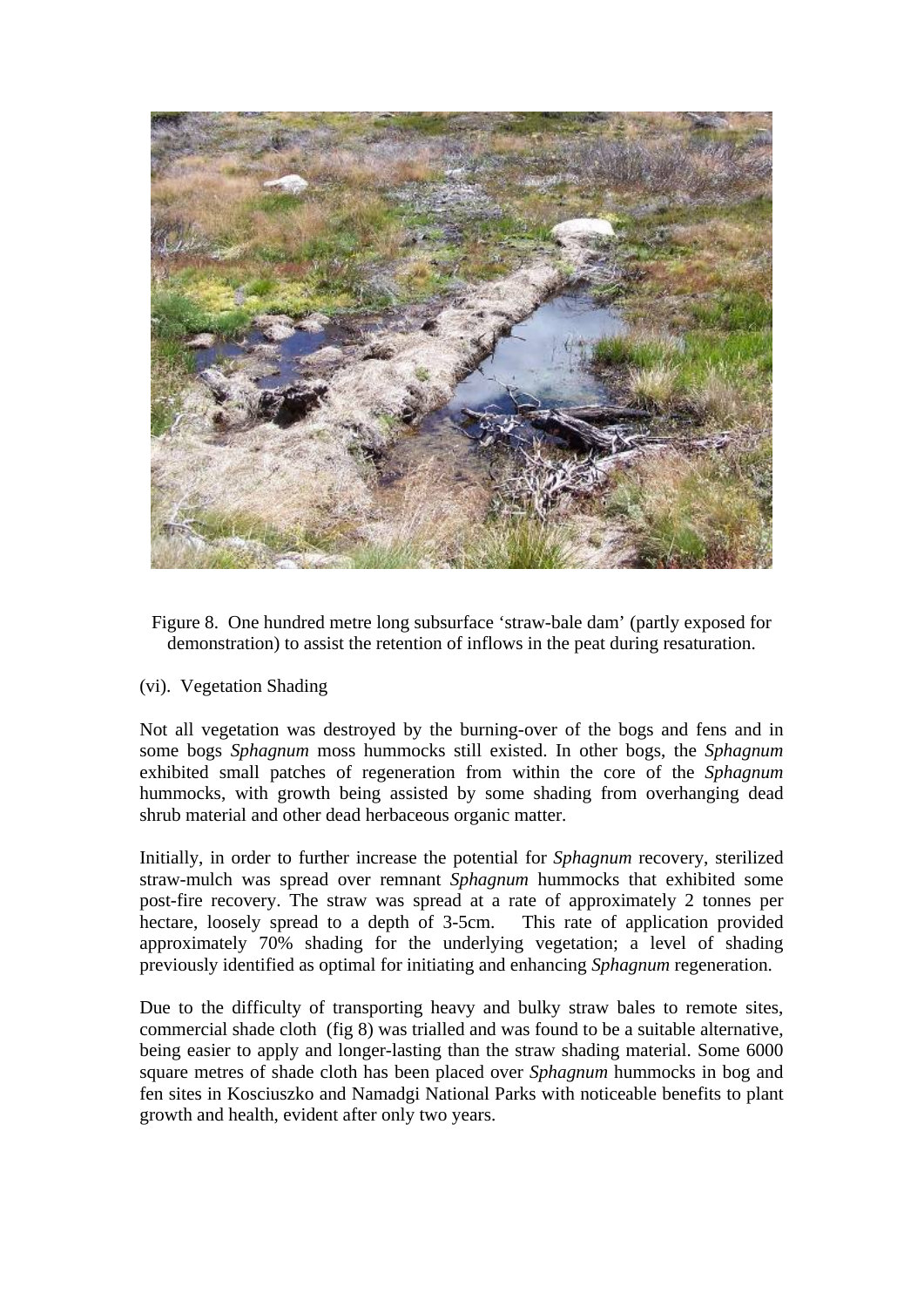Figure 8. One hundred metre long subsurface 'straw-bale dam' (partly exposed for demonstration) to assist the retention of inflows in the peat during resaturation.

(vi). Vegetation Shading

Not all vegetation was destroyed by the burning-over of the bogs and fens and in some bogs *Sphagnum* moss hummocks still existed. In other bogs, the *Sphagnum* exhibited small patches of regeneration from within the core of the *Sphagnum* hummocks, with growth being assisted by some shading from overhanging dead shrub material and other dead herbaceous organic matter.

Initially, in order to further increase the potential for *Sphagnum* recovery, sterilized straw-mulch was spread over remnant *Sphagnum* hummocks that exhibited some post-fire recovery. The straw was spread at a rate of approximately 2 tonnes per hectare, loosely spread to a depth of 3-5cm. This rate of application provided approximately 70% shading for the underlying vegetation; a level of shading previously identified as optimal for initiating and enhancing *Sphagnum* regeneration.

Due to the difficulty of transporting heavy and bulky straw bales to remote sites, commercial shade cloth (fig 8) was trialled and was found to be a suitable alternative, being easier to apply and longer-lasting than the straw shading material. Some 6000 square metres of shade cloth has been placed over *Sphagnum* hummocks in bog and fen sites in Kosciuszko and Namadgi National Parks with noticeable benefits to plant growth and health, evident after only two years.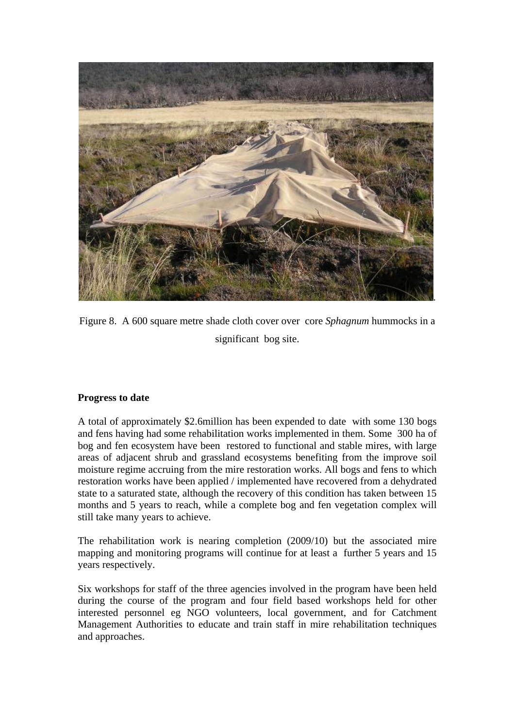Figure 8. A 600 square metre shade cloth cover over core *Sphagnum* hummocks in a significant bog site.

**Progress to date**

A total of approximately $2.6million has been expended to date with some 130 bogs and fens having had some rehabilitation works implemented in them. Some 300 ha of bog and fen ecosystem have been restored to functional and stable mires, with large areas of adjacent shrub and grassland ecosystems benefiting from the improve soil moisture regime accruing from the mire restoration works. All bogs and fens to which restoration works have been applied / implemented have recovered from a dehydrated state to a saturated state, although the recovery of this condition has taken between 15 months and 5 years to reach, while a complete bog and fen vegetation complex will still take many years to achieve.

The rehabilitation work is nearing completion (2009/10) but the associated mire mapping and monitoring programs will continue for at least a further 5 years and 15 years respectively.

Six workshops for staff of the three agencies involved in the program have been held during the course of the program and four field based workshops held for other interested personnel eg NGO volunteers, local government, and for Catchment Management Authorities to educate and train staff in mire rehabilitation techniques and approaches.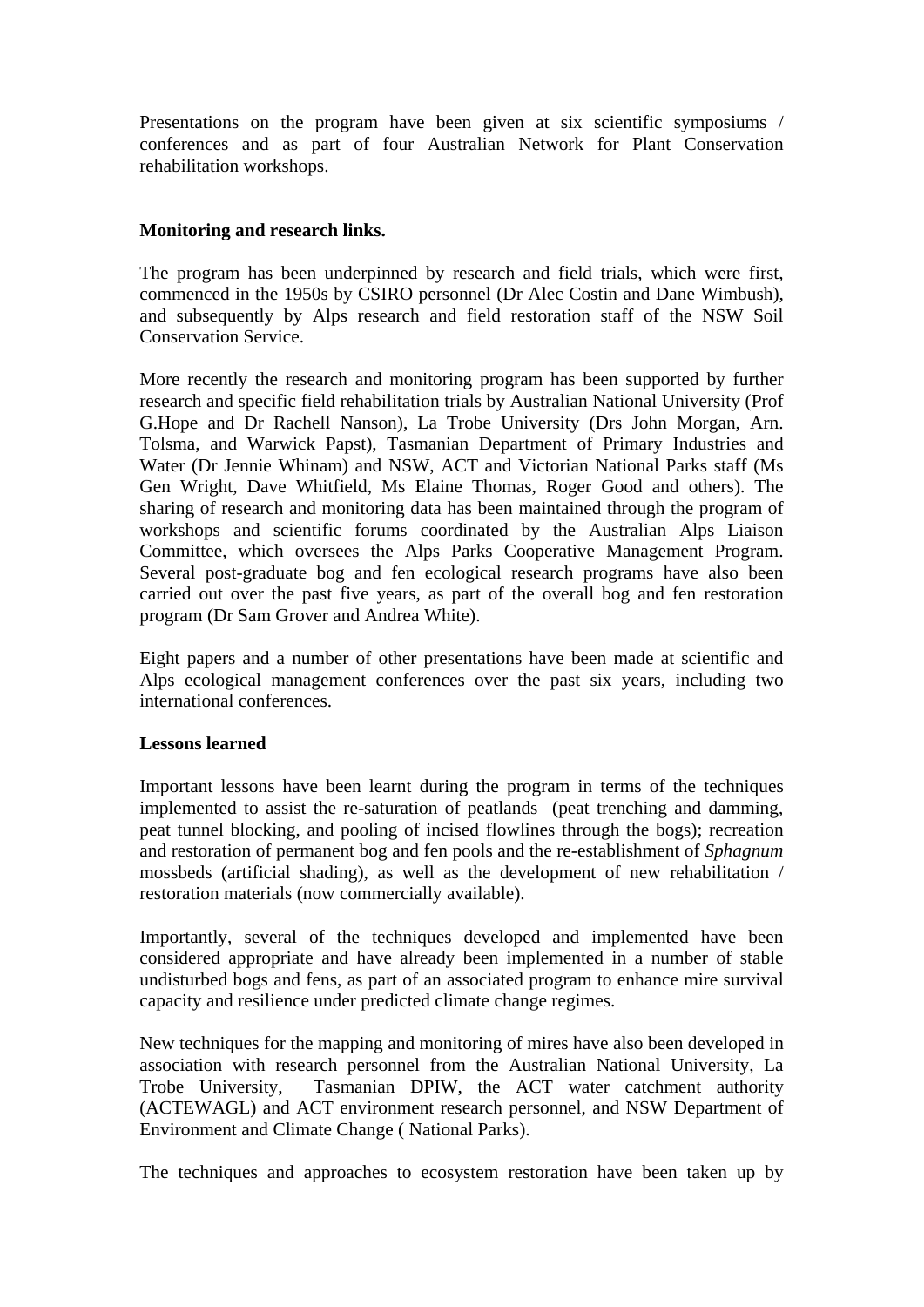Presentations on the program have been given at six scientific symposiums / conferences and as part of four Australian Network for Plant Conservation rehabilitation workshops.

**Monitoring and research links.**

The program has been underpinned by research and field trials, which were first, commenced in the 1950s by CSIRO personnel (Dr Alec Costin and Dane Wimbush), and subsequently by Alps research and field restoration staff of the NSW Soil Conservation Service.

More recently the research and monitoring program has been supported by further research and specific field rehabilitation trials by Australian National University (Prof G.Hope and Dr Rachell Nanson), La Trobe University (Drs John Morgan, Arn. Tolsma, and Warwick Papst), Tasmanian Department of Primary Industries and Water (Dr Jennie Whinam) and NSW, ACT and Victorian National Parks staff (Ms Gen Wright, Dave Whitfield, Ms Elaine Thomas, Roger Good and others). The sharing of research and monitoring data has been maintained through the program of workshops and scientific forums coordinated by the Australian Alps Liaison Committee, which oversees the Alps Parks Cooperative Management Program. Several post-graduate bog and fen ecological research programs have also been carried out over the past five years, as part of the overall bog and fen restoration program (Dr Sam Grover and Andrea White).

Eight papers and a number of other presentations have been made at scientific and Alps ecological management conferences over the past six years, including two international conferences.

**Lessons learned**

Important lessons have been learnt during the program in terms of the techniques implemented to assist the re-saturation of peatlands (peat trenching and damming, peat tunnel blocking, and pooling of incised flowlines through the bogs); recreation and restoration of permanent bog and fen pools and the re-establishment of *Sphagnum* mossbeds (artificial shading), as well as the development of new rehabilitation / restoration materials (now commercially available).

Importantly, several of the techniques developed and implemented have been considered appropriate and have already been implemented in a number of stable undisturbed bogs and fens, as part of an associated program to enhance mire survival capacity and resilience under predicted climate change regimes.

New techniques for the mapping and monitoring of mires have also been developed in association with research personnel from the Australian National University, La Trobe University, Tasmanian DPIW, the ACT water catchment authority (ACTEWAGL) and ACT environment research personnel, and NSW Department of Environment and Climate Change ( National Parks).

The techniques and approaches to ecosystem restoration have been taken up by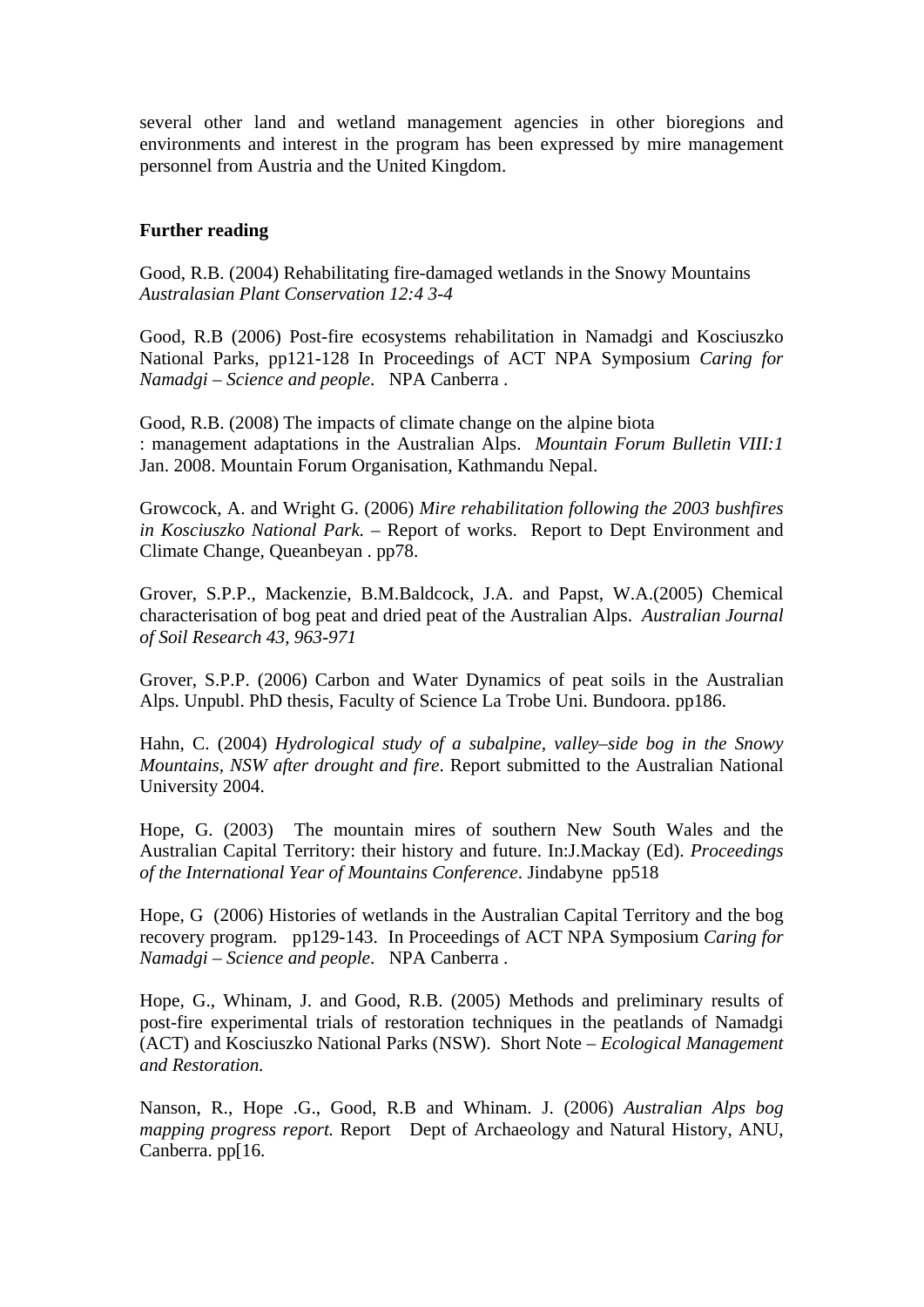several other land and wetland management agencies in other bioregions and environments and interest in the program has been expressed by mire management personnel from Austria and the United Kingdom.

**Further reading**

Good, R.B. (2004) Rehabilitating fire-damaged wetlands in the Snowy Mountains *Australasian Plant Conservation 12:4 3-4*

Good, R.B (2006) Post-fire ecosystems rehabilitation in Namadgi and Kosciuszko National Parks, pp121-128 In Proceedings of ACT NPA Symposium *Caring for Namadgi – Science and people*. NPA Canberra .

Good, R.B. (2008) The impacts of climate change on the alpine biota : management adaptations in the Australian Alps. *Mountain Forum Bulletin VIII:1* Jan. 2008. Mountain Forum Organisation, Kathmandu Nepal.

Growcock, A. and Wright G. (2006) *Mire rehabilitation following the 2003 bushfires in Kosciuszko National Park.* – Report of works. Report to Dept Environment and Climate Change, Queanbeyan . pp78.

Grover, S.P.P., Mackenzie, B.M.Baldcock, J.A. and Papst, W.A.(2005) Chemical characterisation of bog peat and dried peat of the Australian Alps. *Australian Journal of Soil Research 43, 963-971*

Grover, S.P.P. (2006) Carbon and Water Dynamics of peat soils in the Australian Alps. Unpubl. PhD thesis, Faculty of Science La Trobe Uni. Bundoora. pp186.

Hahn, C. (2004) *Hydrological study of a subalpine, valley–side bog in the Snowy Mountains, NSW after drought and fire*. Report submitted to the Australian National University 2004.

Hope, G. (2003) The mountain mires of southern New South Wales and the Australian Capital Territory: their history and future. In:J.Mackay (Ed). *Proceedings of the International Year of Mountains Conference*. Jindabyne pp518

Hope, G (2006) Histories of wetlands in the Australian Capital Territory and the bog recovery program. pp129-143. In Proceedings of ACT NPA Symposium *Caring for Namadgi – Science and people*. NPA Canberra .

Hope, G., Whinam, J. and Good, R.B. (2005) Methods and preliminary results of post-fire experimental trials of restoration techniques in the peatlands of Namadgi (ACT) and Kosciuszko National Parks (NSW). Short Note – *Ecological Management and Restoration.*

Nanson, R., Hope .G., Good, R.B and Whinam. J. (2006) *Australian Alps bog mapping progress report.* Report Dept of Archaeology and Natural History, ANU, Canberra. pp[16.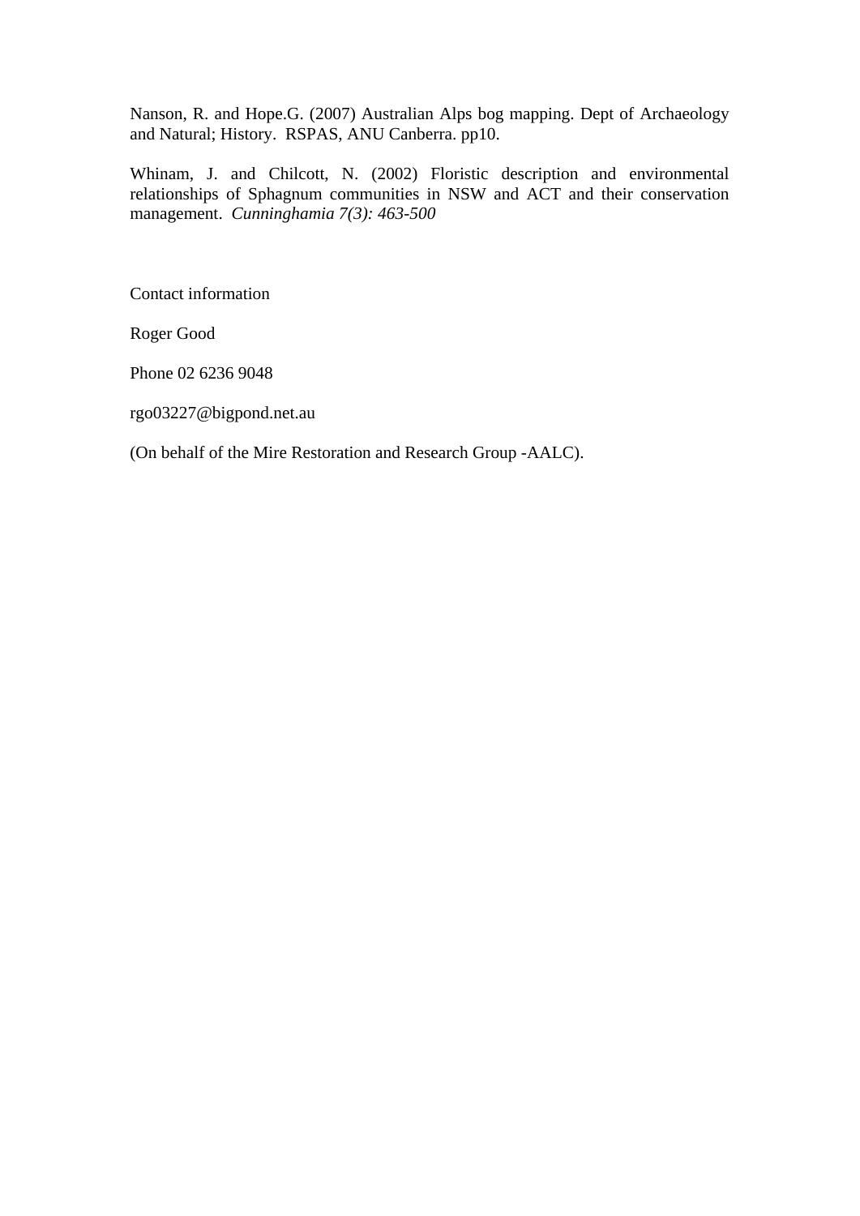Nanson, R. and Hope.G. (2007) Australian Alps bog mapping. Dept of Archaeology and Natural; History. RSPAS, ANU Canberra. pp10.

Whinam, J. and Chilcott, N. (2002) Floristic description and environmental relationships of Sphagnum communities in NSW and ACT and their conservation management. *Cunninghamia 7(3): 463-500*

Contact information

Roger Good

Phone 02 6236 9048

rgo03227@bigpond.net.au

(On behalf of the Mire Restoration and Research Group -AALC).